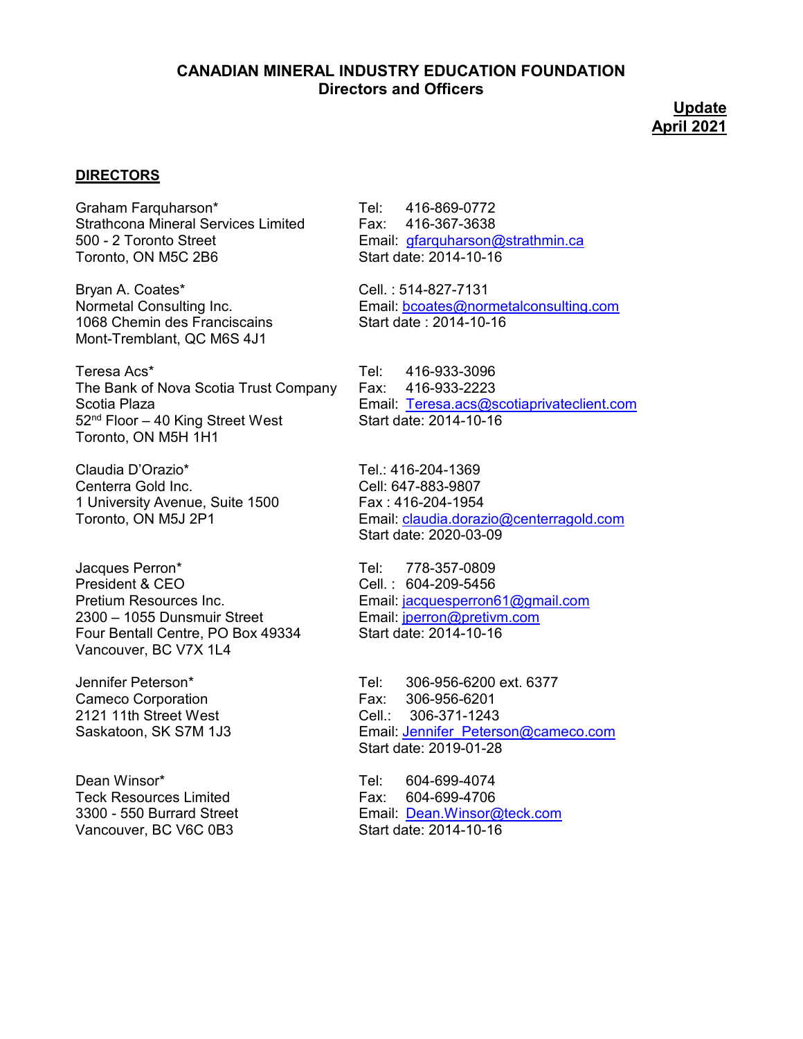# CANADIAN MINERAL INDUSTRY EDUCATION FOUNDATION
## Directors and Officers

**Update**
**April 2021**

### DIRECTORS

Graham Farquharson*
Strathcona Mineral Services Limited
500 - 2 Toronto Street
Toronto, ON M5C 2B6

Tel: 416-869-0772
Fax: 416-367-3638
Email: gfarquharson@strathmin.ca
Start date: 2014-10-16

Bryan A. Coates*
Normetal Consulting Inc.
1068 Chemin des Franciscains
Mont-Tremblant, QC M6S 4J1

Cell. : 514-827-7131
Email: bcoates@normetalconsulting.com
Start date : 2014-10-16

Teresa Acs*
The Bank of Nova Scotia Trust Company
Scotia Plaza
52nd Floor – 40 King Street West
Toronto, ON M5H 1H1

Tel: 416-933-3096
Fax: 416-933-2223
Email: Teresa.acs@scotiaprivateclient.com
Start date: 2014-10-16

Claudia D'Orazio*
Centerra Gold Inc.
1 University Avenue, Suite 1500
Toronto, ON M5J 2P1

Tel.: 416-204-1369
Cell: 647-883-9807
Fax : 416-204-1954
Email: claudia.dorazio@centerragold.com
Start date: 2020-03-09

Jacques Perron*
President & CEO
Pretium Resources Inc.
2300 – 1055 Dunsmuir Street
Four Bentall Centre, PO Box 49334
Vancouver, BC V7X 1L4

Tel: 778-357-0809
Cell. : 604-209-5456
Email: jacquesperron61@gmail.com
Email: jperron@pretivm.com
Start date: 2014-10-16

Jennifer Peterson*
Cameco Corporation
2121 11th Street West
Saskatoon, SK S7M 1J3

Tel: 306-956-6200 ext. 6377
Fax: 306-956-6201
Cell.: 306-371-1243
Email: Jennifer_Peterson@cameco.com
Start date: 2019-01-28

Dean Winsor*
Teck Resources Limited
3300 - 550 Burrard Street
Vancouver, BC V6C 0B3

Tel: 604-699-4074
Fax: 604-699-4706
Email: Dean.Winsor@teck.com
Start date: 2014-10-16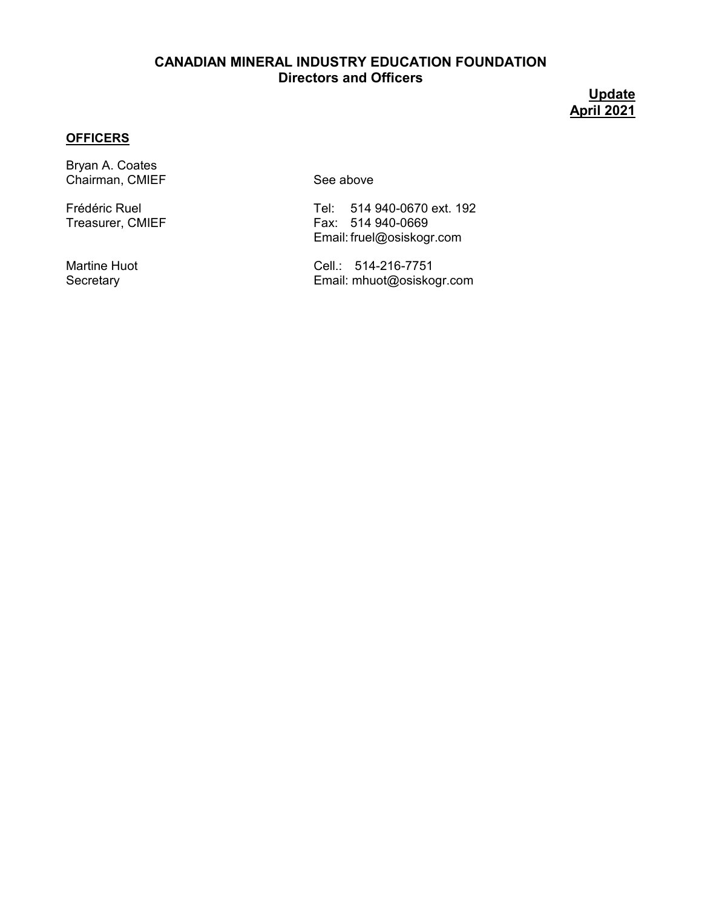**CANADIAN MINERAL INDUSTRY EDUCATION FOUNDATION**
**Directors and Officers**

**Update**
**April 2021**

## OFFICERS

| | |
|---|---|
| Bryan A. Coates<br>Chairman, CMIEF | See above |
| Frédéric Ruel<br>Treasurer, CMIEF | Tel: 514 940-0670 ext. 192<br>Fax: 514 940-0669<br>Email: fruel@osiskogr.com |
| Martine Huot<br>Secretary | Cell.: 514-216-7751<br>Email: mhuot@osiskogr.com |